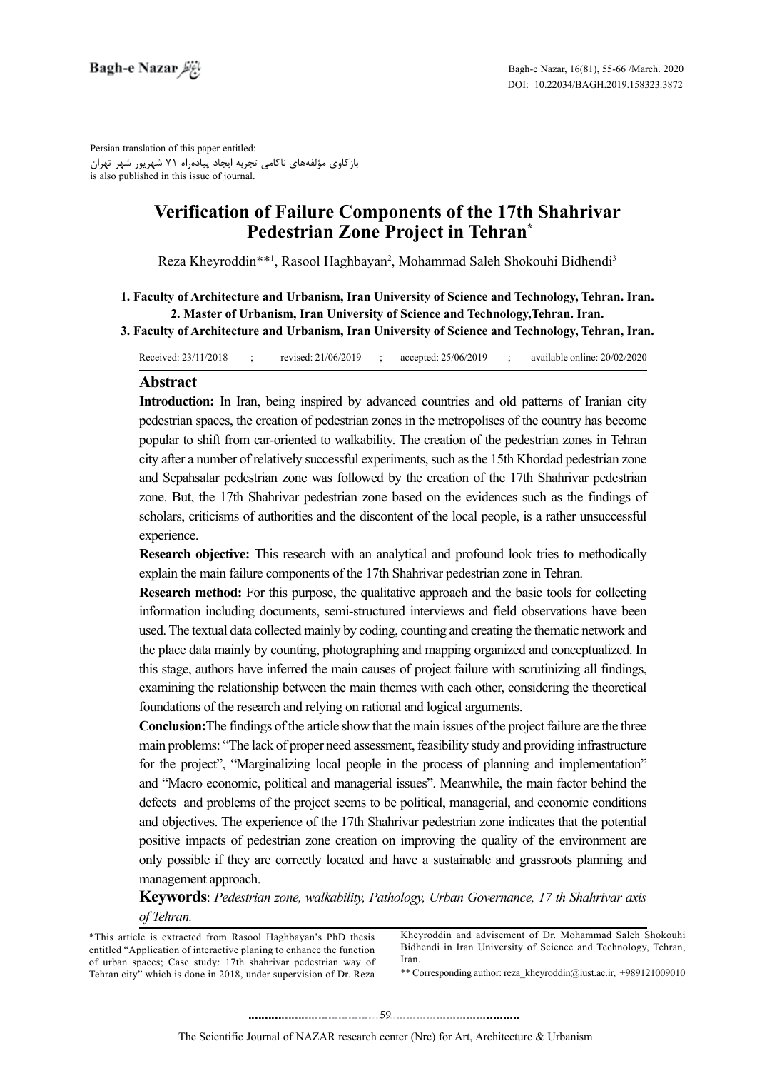Persian translation of this paper entitled:
بازکاوی مؤلفه‌های ناکامی تجربه ایجاد پیاده‌راه ۱۷ شهریور شهر تهران
is also published in this issue of journal.

# Verification of Failure Components of the 17th Shahrivar Pedestrian Zone Project in Tehran*

Reza Kheyroddin**[1], Rasool Haghbayan[2], Mohammad Saleh Shokouhi Bidhendi[3]

**1. Faculty of Architecture and Urbanism, Iran University of Science and Technology, Tehran. Iran.**
**2. Master of Urbanism, Iran University of Science and Technology,Tehran. Iran.**
**3. Faculty of Architecture and Urbanism, Iran University of Science and Technology, Tehran, Iran.**

Received: 23/11/2018 ; revised: 21/06/2019 ; accepted: 25/06/2019 ; available online: 20/02/2020

## Abstract

**Introduction:** In Iran, being inspired by advanced countries and old patterns of Iranian city pedestrian spaces, the creation of pedestrian zones in the metropolises of the country has become popular to shift from car-oriented to walkability. The creation of the pedestrian zones in Tehran city after a number of relatively successful experiments, such as the 15th Khordad pedestrian zone and Sepahsalar pedestrian zone was followed by the creation of the 17th Shahrivar pedestrian zone. But, the 17th Shahrivar pedestrian zone based on the evidences such as the findings of scholars, criticisms of authorities and the discontent of the local people, is a rather unsuccessful experience.

**Research objective:** This research with an analytical and profound look tries to methodically explain the main failure components of the 17th Shahrivar pedestrian zone in Tehran.

**Research method:** For this purpose, the qualitative approach and the basic tools for collecting information including documents, semi-structured interviews and field observations have been used. The textual data collected mainly by coding, counting and creating the thematic network and the place data mainly by counting, photographing and mapping organized and conceptualized. In this stage, authors have inferred the main causes of project failure with scrutinizing all findings, examining the relationship between the main themes with each other, considering the theoretical foundations of the research and relying on rational and logical arguments.

**Conclusion:**The findings of the article show that the main issues of the project failure are the three main problems: "The lack of proper need assessment, feasibility study and providing infrastructure for the project", "Marginalizing local people in the process of planning and implementation" and "Macro economic, political and managerial issues". Meanwhile, the main factor behind the defects and problems of the project seems to be political, managerial, and economic conditions and objectives. The experience of the 17th Shahrivar pedestrian zone indicates that the potential positive impacts of pedestrian zone creation on improving the quality of the environment are only possible if they are correctly located and have a sustainable and grassroots planning and management approach.

**Keywords**: *Pedestrian zone, walkability, Pathology, Urban Governance, 17 th Shahrivar axis of Tehran.*

*This article is extracted from Rasool Haghbayan's PhD thesis entitled "Application of interactive planing to enhance the function of urban spaces; Case study: 17th shahrivar pedestrian way of Tehran city" which is done in 2018, under supervision of Dr. Reza Kheyroddin and advisement of Dr. Mohammad Saleh Shokouhi Bidhendi in Iran University of Science and Technology, Tehran, Iran.

** Corresponding author: reza_kheyroddin@iust.ac.ir, +989121009010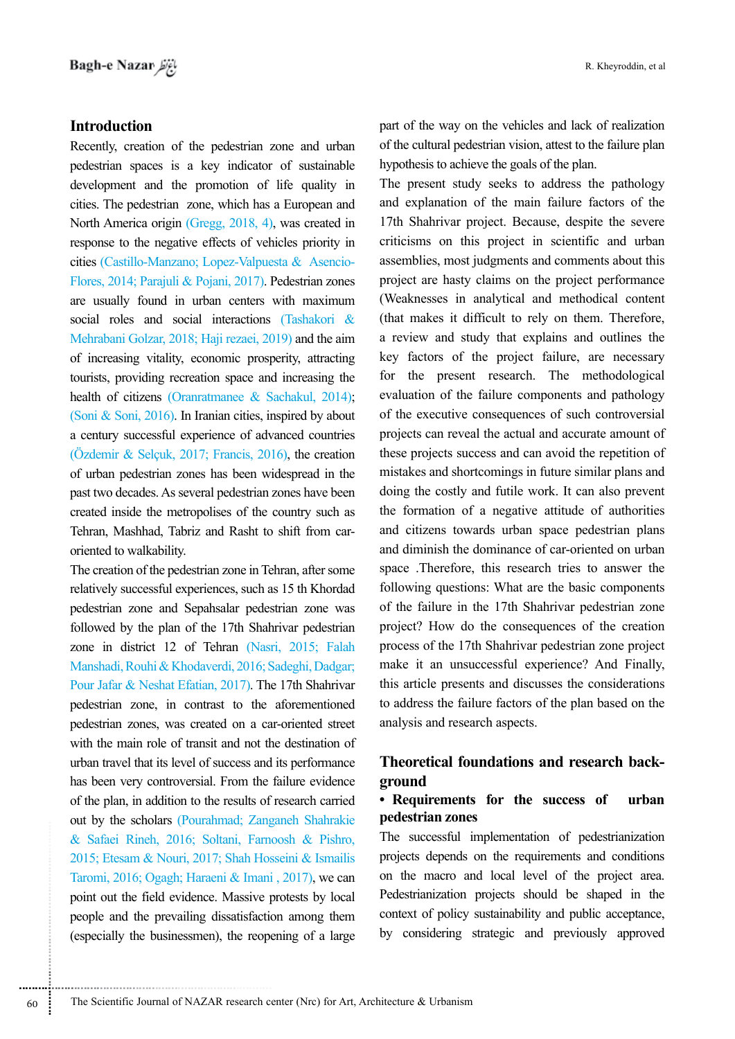## Introduction

Recently, creation of the pedestrian zone and urban pedestrian spaces is a key indicator of sustainable development and the promotion of life quality in cities. The pedestrian zone, which has a European and North America origin (Gregg, 2018, 4), was created in response to the negative effects of vehicles priority in cities (Castillo-Manzano; Lopez-Valpuesta & Asencio-Flores, 2014; Parajuli & Pojani, 2017). Pedestrian zones are usually found in urban centers with maximum social roles and social interactions (Tashakori & Mehrabani Golzar, 2018; Haji rezaei, 2019) and the aim of increasing vitality, economic prosperity, attracting tourists, providing recreation space and increasing the health of citizens (Oranratmanee & Sachakul, 2014); (Soni & Soni, 2016). In Iranian cities, inspired by about a century successful experience of advanced countries (Özdemir & Selçuk, 2017; Francis, 2016), the creation of urban pedestrian zones has been widespread in the past two decades. As several pedestrian zones have been created inside the metropolises of the country such as Tehran, Mashhad, Tabriz and Rasht to shift from car-oriented to walkability.

The creation of the pedestrian zone in Tehran, after some relatively successful experiences, such as 15 th Khordad pedestrian zone and Sepahsalar pedestrian zone was followed by the plan of the 17th Shahrivar pedestrian zone in district 12 of Tehran (Nasri, 2015; Falah Manshadi, Rouhi & Khodaverdi, 2016; Sadeghi, Dadgar; Pour Jafar & Neshat Efatian, 2017). The 17th Shahrivar pedestrian zone, in contrast to the aforementioned pedestrian zones, was created on a car-oriented street with the main role of transit and not the destination of urban travel that its level of success and its performance has been very controversial. From the failure evidence of the plan, in addition to the results of research carried out by the scholars (Pourahmad; Zanganeh Shahrakie & Safaei Rineh, 2016; Soltani, Farnoosh & Pishro, 2015; Etesam & Nouri, 2017; Shah Hosseini & Ismailis Taromi, 2016; Ogagh; Haraeni & Imani , 2017), we can point out the field evidence. Massive protests by local people and the prevailing dissatisfaction among them (especially the businessmen), the reopening of a large part of the way on the vehicles and lack of realization of the cultural pedestrian vision, attest to the failure plan hypothesis to achieve the goals of the plan.

The present study seeks to address the pathology and explanation of the main failure factors of the 17th Shahrivar project. Because, despite the severe criticisms on this project in scientific and urban assemblies, most judgments and comments about this project are hasty claims on the project performance (Weaknesses in analytical and methodical content (that makes it difficult to rely on them. Therefore, a review and study that explains and outlines the key factors of the project failure, are necessary for the present research. The methodological evaluation of the failure components and pathology of the executive consequences of such controversial projects can reveal the actual and accurate amount of these projects success and can avoid the repetition of mistakes and shortcomings in future similar plans and doing the costly and futile work. It can also prevent the formation of a negative attitude of authorities and citizens towards urban space pedestrian plans and diminish the dominance of car-oriented on urban space .Therefore, this research tries to answer the following questions: What are the basic components of the failure in the 17th Shahrivar pedestrian zone project? How do the consequences of the creation process of the 17th Shahrivar pedestrian zone project make it an unsuccessful experience? And Finally, this article presents and discusses the considerations to address the failure factors of the plan based on the analysis and research aspects.

## Theoretical foundations and research background

### • Requirements for the success of urban pedestrian zones

The successful implementation of pedestrianization projects depends on the requirements and conditions on the macro and local level of the project area. Pedestrianization projects should be shaped in the context of policy sustainability and public acceptance, by considering strategic and previously approved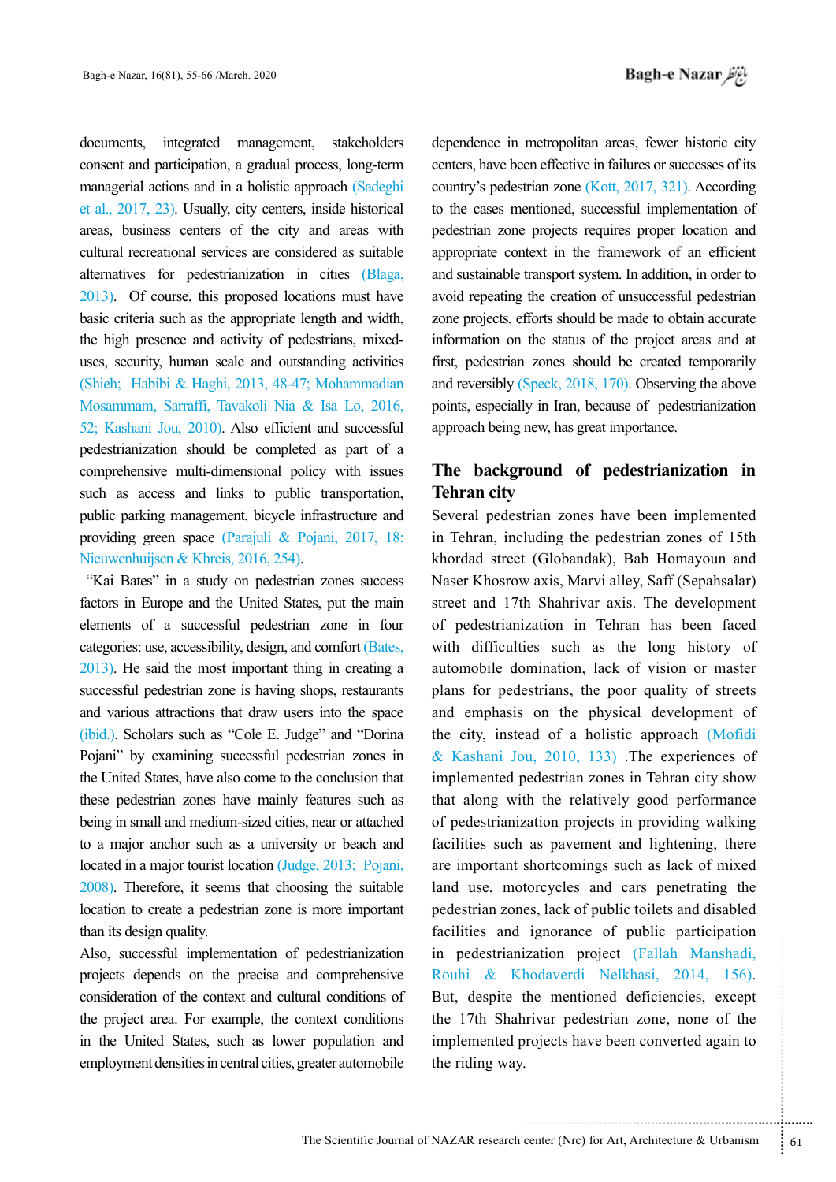documents, integrated management, stakeholders consent and participation, a gradual process, long-term managerial actions and in a holistic approach (Sadeghi et al., 2017, 23). Usually, city centers, inside historical areas, business centers of the city and areas with cultural recreational services are considered as suitable alternatives for pedestrianization in cities (Blaga, 2013). Of course, this proposed locations must have basic criteria such as the appropriate length and width, the high presence and activity of pedestrians, mixed-uses, security, human scale and outstanding activities (Shieh; Habibi & Haghi, 2013, 48-47; Mohammadian Mosammam, Sarraffi, Tavakoli Nia & Isa Lo, 2016, 52; Kashani Jou, 2010). Also efficient and successful pedestrianization should be completed as part of a comprehensive multi-dimensional policy with issues such as access and links to public transportation, public parking management, bicycle infrastructure and providing green space (Parajuli & Pojani, 2017, 18: Nieuwenhuijsen & Khreis, 2016, 254).

"Kai Bates" in a study on pedestrian zones success factors in Europe and the United States, put the main elements of a successful pedestrian zone in four categories: use, accessibility, design, and comfort (Bates, 2013). He said the most important thing in creating a successful pedestrian zone is having shops, restaurants and various attractions that draw users into the space (ibid.). Scholars such as "Cole E. Judge" and "Dorina Pojani" by examining successful pedestrian zones in the United States, have also come to the conclusion that these pedestrian zones have mainly features such as being in small and medium-sized cities, near or attached to a major anchor such as a university or beach and located in a major tourist location (Judge, 2013; Pojani, 2008). Therefore, it seems that choosing the suitable location to create a pedestrian zone is more important than its design quality.

Also, successful implementation of pedestrianization projects depends on the precise and comprehensive consideration of the context and cultural conditions of the project area. For example, the context conditions in the United States, such as lower population and employment densities in central cities, greater automobile dependence in metropolitan areas, fewer historic city centers, have been effective in failures or successes of its country's pedestrian zone (Kott, 2017, 321). According to the cases mentioned, successful implementation of pedestrian zone projects requires proper location and appropriate context in the framework of an efficient and sustainable transport system. In addition, in order to avoid repeating the creation of unsuccessful pedestrian zone projects, efforts should be made to obtain accurate information on the status of the project areas and at first, pedestrian zones should be created temporarily and reversibly (Speck, 2018, 170). Observing the above points, especially in Iran, because of pedestrianization approach being new, has great importance.

## The background of pedestrianization in Tehran city

Several pedestrian zones have been implemented in Tehran, including the pedestrian zones of 15th khordad street (Globandak), Bab Homayoun and Naser Khosrow axis, Marvi alley, Saff (Sepahsalar) street and 17th Shahrivar axis. The development of pedestrianization in Tehran has been faced with difficulties such as the long history of automobile domination, lack of vision or master plans for pedestrians, the poor quality of streets and emphasis on the physical development of the city, instead of a holistic approach (Mofidi & Kashani Jou, 2010, 133) .The experiences of implemented pedestrian zones in Tehran city show that along with the relatively good performance of pedestrianization projects in providing walking facilities such as pavement and lightening, there are important shortcomings such as lack of mixed land use, motorcycles and cars penetrating the pedestrian zones, lack of public toilets and disabled facilities and ignorance of public participation in pedestrianization project (Fallah Manshadi, Rouhi & Khodaverdi Nelkhasi, 2014, 156). But, despite the mentioned deficiencies, except the 17th Shahrivar pedestrian zone, none of the implemented projects have been converted again to the riding way.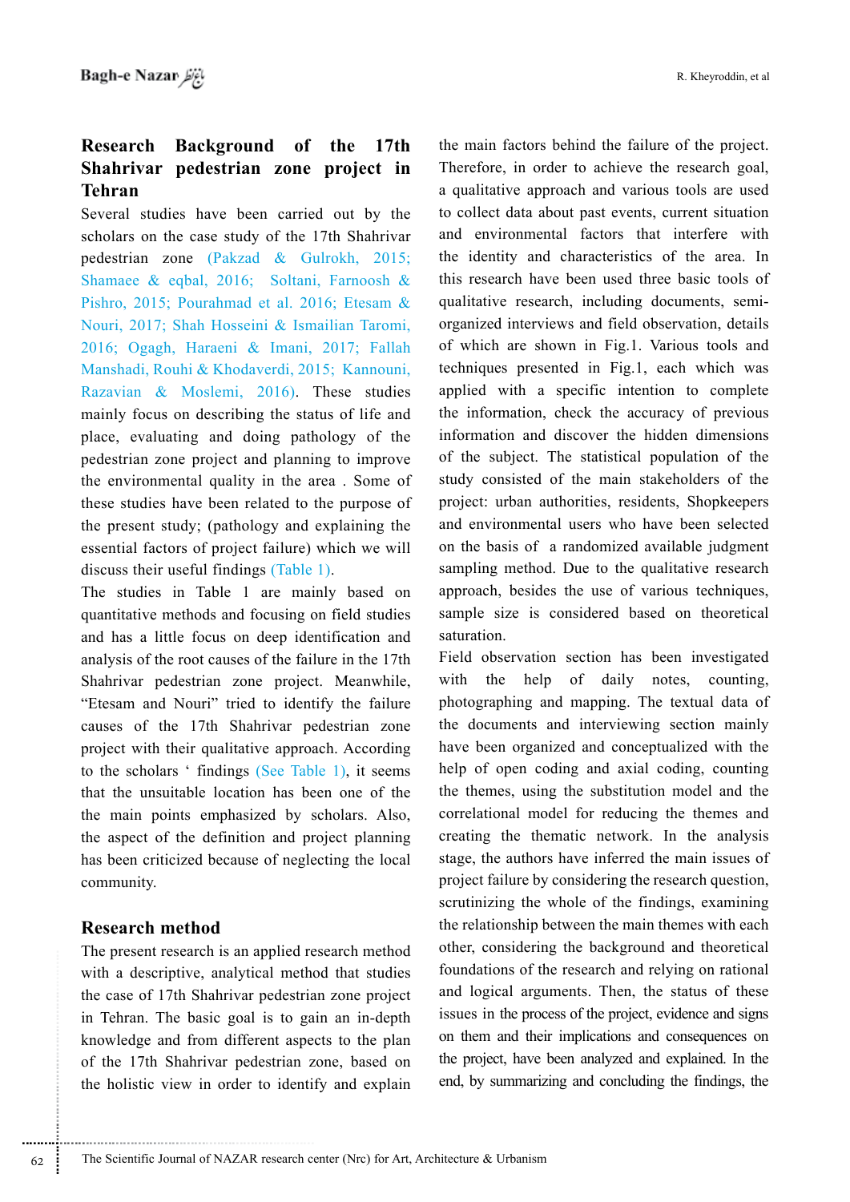## Research Background of the 17th Shahrivar pedestrian zone project in Tehran

Several studies have been carried out by the scholars on the case study of the 17th Shahrivar pedestrian zone (Pakzad & Gulrokh, 2015; Shamaee & eqbal, 2016; Soltani, Farnoosh & Pishro, 2015; Pourahmad et al. 2016; Etesam & Nouri, 2017; Shah Hosseini & Ismailian Taromi, 2016; Ogagh, Haraeni & Imani, 2017; Fallah Manshadi, Rouhi & Khodaverdi, 2015; Kannouni, Razavian & Moslemi, 2016). These studies mainly focus on describing the status of life and place, evaluating and doing pathology of the pedestrian zone project and planning to improve the environmental quality in the area . Some of these studies have been related to the purpose of the present study; (pathology and explaining the essential factors of project failure) which we will discuss their useful findings (Table 1).

The studies in Table 1 are mainly based on quantitative methods and focusing on field studies and has a little focus on deep identification and analysis of the root causes of the failure in the 17th Shahrivar pedestrian zone project. Meanwhile, "Etesam and Nouri" tried to identify the failure causes of the 17th Shahrivar pedestrian zone project with their qualitative approach. According to the scholars ' findings (See Table 1), it seems that the unsuitable location has been one of the the main points emphasized by scholars. Also, the aspect of the definition and project planning has been criticized because of neglecting the local community.

## Research method

The present research is an applied research method with a descriptive, analytical method that studies the case of 17th Shahrivar pedestrian zone project in Tehran. The basic goal is to gain an in-depth knowledge and from different aspects to the plan of the 17th Shahrivar pedestrian zone, based on the holistic view in order to identify and explain the main factors behind the failure of the project. Therefore, in order to achieve the research goal, a qualitative approach and various tools are used to collect data about past events, current situation and environmental factors that interfere with the identity and characteristics of the area. In this research have been used three basic tools of qualitative research, including documents, semi-organized interviews and field observation, details of which are shown in Fig.1. Various tools and techniques presented in Fig.1, each which was applied with a specific intention to complete the information, check the accuracy of previous information and discover the hidden dimensions of the subject. The statistical population of the study consisted of the main stakeholders of the project: urban authorities, residents, Shopkeepers and environmental users who have been selected on the basis of a randomized available judgment sampling method. Due to the qualitative research approach, besides the use of various techniques, sample size is considered based on theoretical saturation.

Field observation section has been investigated with the help of daily notes, counting, photographing and mapping. The textual data of the documents and interviewing section mainly have been organized and conceptualized with the help of open coding and axial coding, counting the themes, using the substitution model and the correlational model for reducing the themes and creating the thematic network. In the analysis stage, the authors have inferred the main issues of project failure by considering the research question, scrutinizing the whole of the findings, examining the relationship between the main themes with each other, considering the background and theoretical foundations of the research and relying on rational and logical arguments. Then, the status of these issues in the process of the project, evidence and signs on them and their implications and consequences on the project, have been analyzed and explained. In the end, by summarizing and concluding the findings, the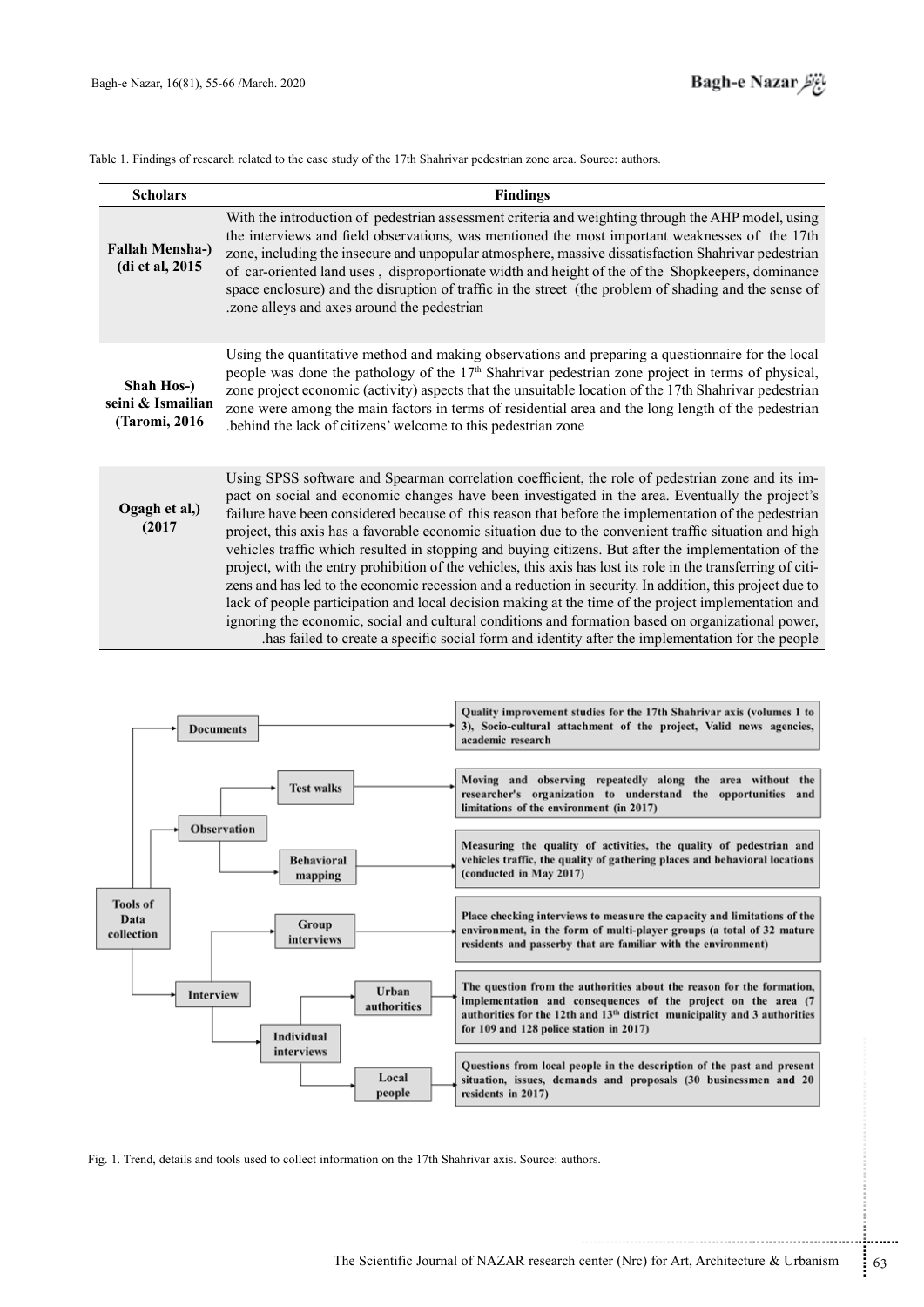Table 1. Findings of research related to the case study of the 17th Shahrivar pedestrian zone area. Source: authors.

| Scholars | Findings |
|---|---|
| Fallah Mensha-) (di et al, 2015 | With the introduction of pedestrian assessment criteria and weighting through the AHP model, using the interviews and field observations, was mentioned the most important weaknesses of the 17th zone, including the insecure and unpopular atmosphere, massive dissatisfaction Shahrivar pedestrian of car-oriented land uses , disproportionate width and height of the of the Shopkeepers, dominance space enclosure) and the disruption of traffic in the street (the problem of shading and the sense of .zone alleys and axes around the pedestrian |
| Shah Hos-) seini & Ismailian (Taromi, 2016 | Using the quantitative method and making observations and preparing a questionnaire for the local people was done the pathology of the 17th Shahrivar pedestrian zone project in terms of physical, zone project economic (activity) aspects that the unsuitable location of the 17th Shahrivar pedestrian zone were among the main factors in terms of residential area and the long length of the pedestrian .behind the lack of citizens' welcome to this pedestrian zone |
| Ogagh et al,) (2017 | Using SPSS software and Spearman correlation coefficient, the role of pedestrian zone and its impact on social and economic changes have been investigated in the area. Eventually the project's failure have been considered because of this reason that before the implementation of the pedestrian project, this axis has a favorable economic situation due to the convenient traffic situation and high vehicles traffic which resulted in stopping and buying citizens. But after the implementation of the project, with the entry prohibition of the vehicles, this axis has lost its role in the transferring of citizens and has led to the economic recession and a reduction in security. In addition, this project due to lack of people participation and local decision making at the time of the project implementation and ignoring the economic, social and cultural conditions and formation based on organizational power, .has failed to create a specific social form and identity after the implementation for the people |

- **Tools of Data collection**
  - **Documents** → Quality improvement studies for the 17th Shahrivar axis (volumes 1 to 3), Socio-cultural attachment of the project, Valid news agencies, academic research
  - **Observation**
    - **Test walks** → Moving and observing repeatedly along the area without the researcher's organization to understand the opportunities and limitations of the environment (in 2017)
    - **Behavioral mapping** → Measuring the quality of activities, the quality of pedestrian and vehicles traffic, the quality of gathering places and behavioral locations (conducted in May 2017)
  - **Interview**
    - **Group interviews** → Place checking interviews to measure the capacity and limitations of the environment, in the form of multi-player groups (a total of 32 mature residents and passerby that are familiar with the environment)
    - **Individual interviews**
      - **Urban authorities** → The question from the authorities about the reason for the formation, implementation and consequences of the project on the area (7 authorities for the 12th and 13th district municipality and 3 authorities for 109 and 128 police station in 2017)
      - **Local people** → Questions from local people in the description of the past and present situation, issues, demands and proposals (30 businessmen and 20 residents in 2017)

Fig. 1. Trend, details and tools used to collect information on the 17th Shahrivar axis. Source: authors.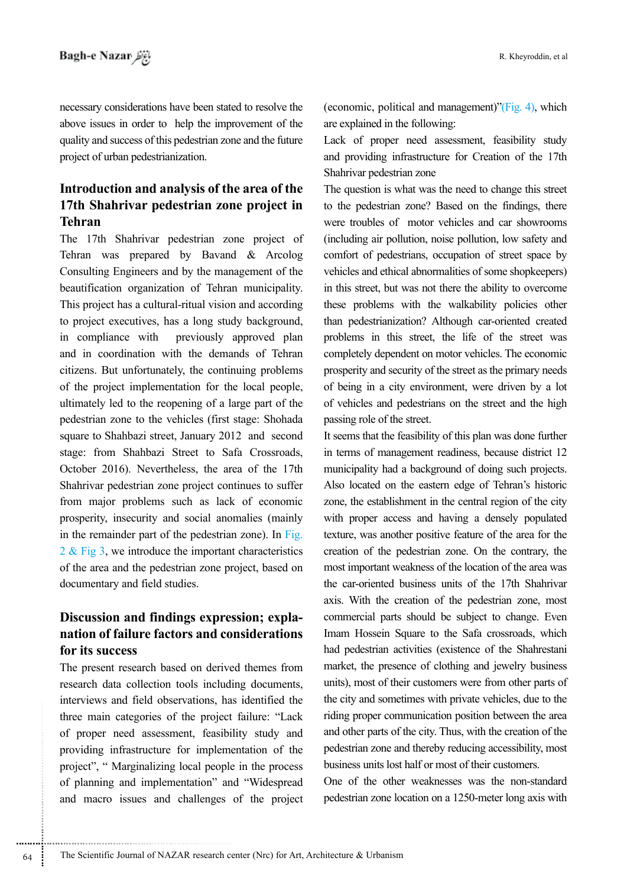necessary considerations have been stated to resolve the above issues in order to help the improvement of the quality and success of this pedestrian zone and the future project of urban pedestrianization.

## Introduction and analysis of the area of the 17th Shahrivar pedestrian zone project in Tehran

The 17th Shahrivar pedestrian zone project of Tehran was prepared by Bavand & Arcolog Consulting Engineers and by the management of the beautification organization of Tehran municipality. This project has a cultural-ritual vision and according to project executives, has a long study background, in compliance with previously approved plan and in coordination with the demands of Tehran citizens. But unfortunately, the continuing problems of the project implementation for the local people, ultimately led to the reopening of a large part of the pedestrian zone to the vehicles (first stage: Shohada square to Shahbazi street, January 2012 and second stage: from Shahbazi Street to Safa Crossroads, October 2016). Nevertheless, the area of the 17th Shahrivar pedestrian zone project continues to suffer from major problems such as lack of economic prosperity, insecurity and social anomalies (mainly in the remainder part of the pedestrian zone). In Fig. 2 & Fig 3, we introduce the important characteristics of the area and the pedestrian zone project, based on documentary and field studies.

## Discussion and findings expression; explanation of failure factors and considerations for its success

The present research based on derived themes from research data collection tools including documents, interviews and field observations, has identified the three main categories of the project failure: "Lack of proper need assessment, feasibility study and providing infrastructure for implementation of the project", " Marginalizing local people in the process of planning and implementation" and "Widespread and macro issues and challenges of the project (economic, political and management)"(Fig. 4), which are explained in the following:

Lack of proper need assessment, feasibility study and providing infrastructure for Creation of the 17th Shahrivar pedestrian zone

The question is what was the need to change this street to the pedestrian zone? Based on the findings, there were troubles of motor vehicles and car showrooms (including air pollution, noise pollution, low safety and comfort of pedestrians, occupation of street space by vehicles and ethical abnormalities of some shopkeepers) in this street, but was not there the ability to overcome these problems with the walkability policies other than pedestrianization? Although car-oriented created problems in this street, the life of the street was completely dependent on motor vehicles. The economic prosperity and security of the street as the primary needs of being in a city environment, were driven by a lot of vehicles and pedestrians on the street and the high passing role of the street.

It seems that the feasibility of this plan was done further in terms of management readiness, because district 12 municipality had a background of doing such projects. Also located on the eastern edge of Tehran's historic zone, the establishment in the central region of the city with proper access and having a densely populated texture, was another positive feature of the area for the creation of the pedestrian zone. On the contrary, the most important weakness of the location of the area was the car-oriented business units of the 17th Shahrivar axis. With the creation of the pedestrian zone, most commercial parts should be subject to change. Even Imam Hossein Square to the Safa crossroads, which had pedestrian activities (existence of the Shahrestani market, the presence of clothing and jewelry business units), most of their customers were from other parts of the city and sometimes with private vehicles, due to the riding proper communication position between the area and other parts of the city. Thus, with the creation of the pedestrian zone and thereby reducing accessibility, most business units lost half or most of their customers.

One of the other weaknesses was the non-standard pedestrian zone location on a 1250-meter long axis with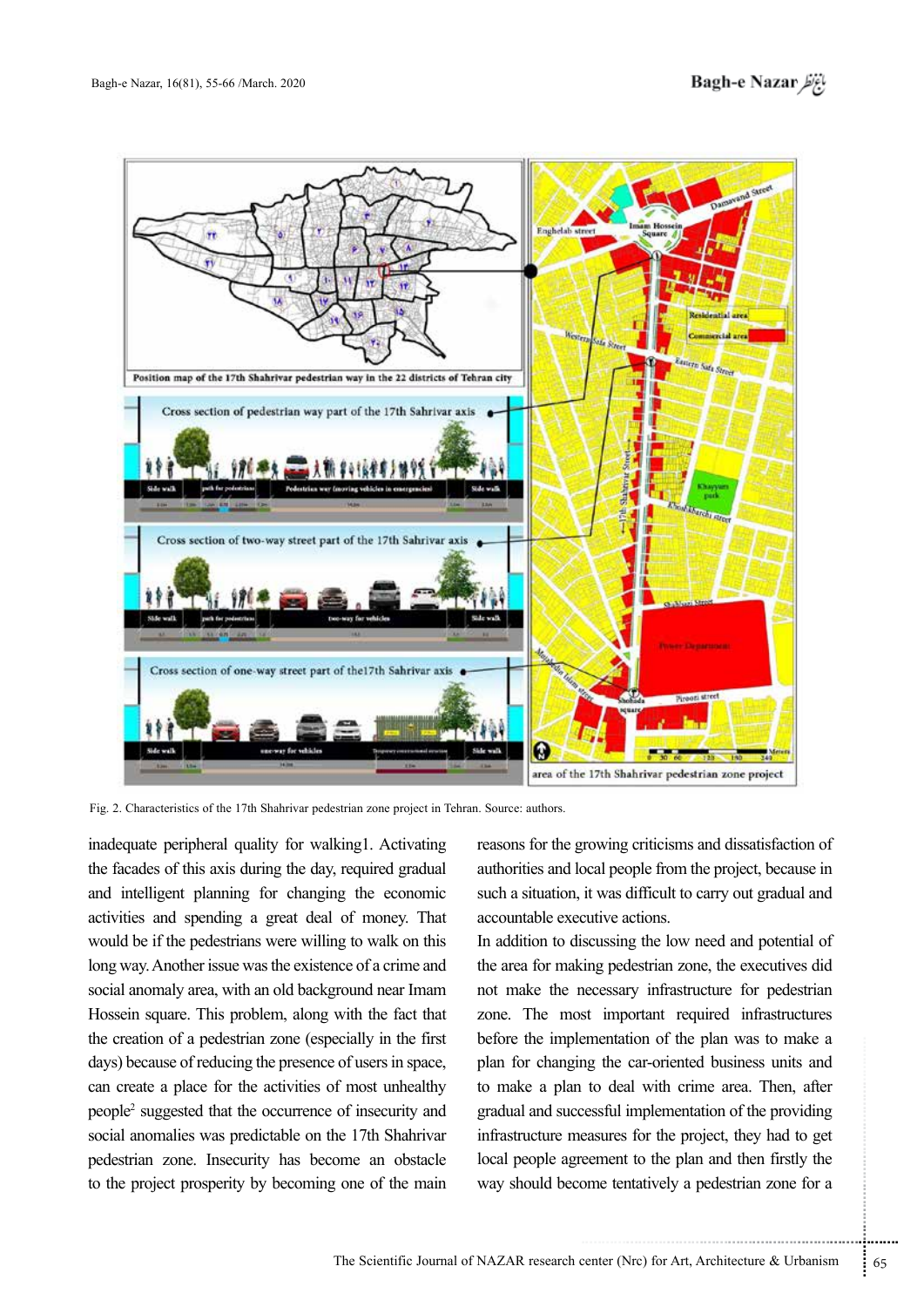Fig. 2. Characteristics of the 17th Shahrivar pedestrian zone project in Tehran. Source: authors.

inadequate peripheral quality for walking1. Activating the facades of this axis during the day, required gradual and intelligent planning for changing the economic activities and spending a great deal of money. That would be if the pedestrians were willing to walk on this long way. Another issue was the existence of a crime and social anomaly area, with an old background near Imam Hossein square. This problem, along with the fact that the creation of a pedestrian zone (especially in the first days) because of reducing the presence of users in space, can create a place for the activities of most unhealthy people[2] suggested that the occurrence of insecurity and social anomalies was predictable on the 17th Shahrivar pedestrian zone. Insecurity has become an obstacle to the project prosperity by becoming one of the main reasons for the growing criticisms and dissatisfaction of authorities and local people from the project, because in such a situation, it was difficult to carry out gradual and accountable executive actions.

In addition to discussing the low need and potential of the area for making pedestrian zone, the executives did not make the necessary infrastructure for pedestrian zone. The most important required infrastructures before the implementation of the plan was to make a plan for changing the car-oriented business units and to make a plan to deal with crime area. Then, after gradual and successful implementation of the providing infrastructure measures for the project, they had to get local people agreement to the plan and then firstly the way should become tentatively a pedestrian zone for a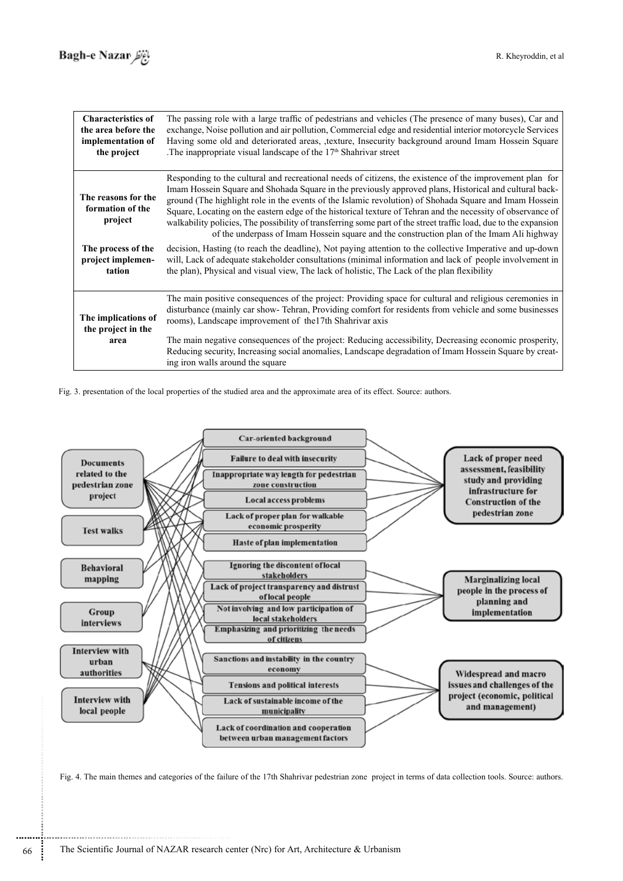| | |
|---|---|
| **Characteristics of the area before the implementation of the project** | The passing role with a large traffic of pedestrians and vehicles (The presence of many buses), Car and exchange, Noise pollution and air pollution, Commercial edge and residential interior motorcycle Services Having some old and deteriorated areas, ,texture, Insecurity background around Imam Hossein Square .The inappropriate visual landscape of the 17th Shahrivar street |
| **The reasons for the formation of the project** | Responding to the cultural and recreational needs of citizens, the existence of the improvement plan for Imam Hossein Square and Shohada Square in the previously approved plans, Historical and cultural background (The highlight role in the events of the Islamic revolution) of Shohada Square and Imam Hossein Square, Locating on the eastern edge of the historical texture of Tehran and the necessity of observance of walkability policies, The possibility of transferring some part of the street traffic load, due to the expansion of the underpass of Imam Hossein square and the construction plan of the Imam Ali highway |
| **The process of the project implementation** | decision, Hasting (to reach the deadline), Not paying attention to the collective Imperative and up-down will, Lack of adequate stakeholder consultations (minimal information and lack of people involvement in the plan), Physical and visual view, The lack of holistic, The Lack of the plan flexibility |
| **The implications of the project in the area** | The main positive consequences of the project: Providing space for cultural and religious ceremonies in disturbance (mainly car show- Tehran, Providing comfort for residents from vehicle and some businesses rooms), Landscape improvement of the17th Shahrivar axis<br><br>The main negative consequences of the project: Reducing accessibility, Decreasing economic prosperity, Reducing security, Increasing social anomalies, Landscape degradation of Imam Hossein Square by creating iron walls around the square |

Fig. 3. presentation of the local properties of the studied area and the approximate area of its effect. Source: authors.

**Data collection tools:** Documents related to the pedestrian zone project; Test walks; Behavioral mapping; Group interviews; Interview with urban authorities; Interview with local people

**Lack of proper need assessment, feasibility study and providing infrastructure for Construction of the pedestrian zone**
- Car-oriented background
- Failure to deal with insecurity
- Inappropriate way length for pedestrian zone construction
- Local access problems
- Lack of proper plan for walkable economic prosperity
- Haste of plan implementation

**Marginalizing local people in the process of planning and implementation**
- Ignoring the discontent of local stakeholders
- Lack of project transparency and distrust of local people
- Not involving and low participation of local stakeholders
- Emphasizing and prioritizing the needs of citizens

**Widespread and macro issues and challenges of the project (economic, political and management)**
- Sanctions and instability in the country economy
- Tensions and political interests
- Lack of sustainable income of the municipality
- Lack of coordination and cooperation between urban management factors

Fig. 4. The main themes and categories of the failure of the 17th Shahrivar pedestrian zone project in terms of data collection tools. Source: authors.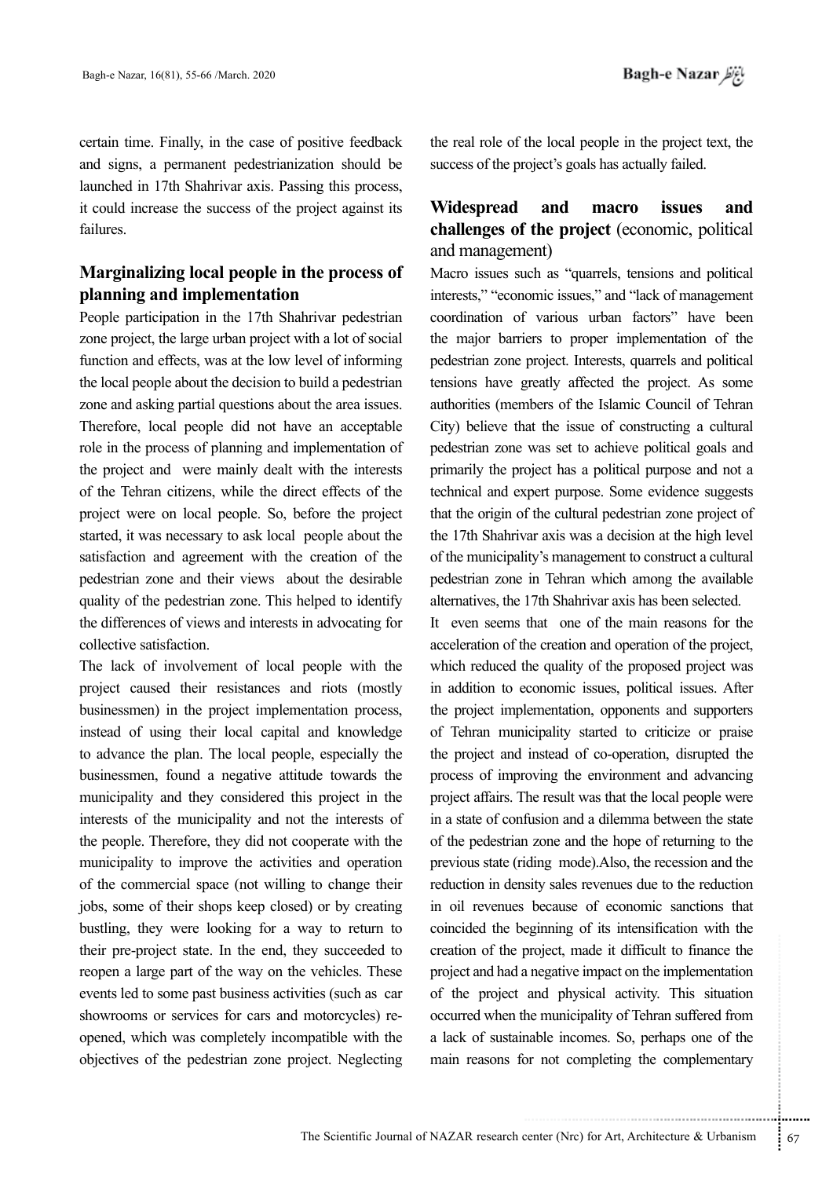certain time. Finally, in the case of positive feedback and signs, a permanent pedestrianization should be launched in 17th Shahrivar axis. Passing this process, it could increase the success of the project against its failures.

## Marginalizing local people in the process of planning and implementation

People participation in the 17th Shahrivar pedestrian zone project, the large urban project with a lot of social function and effects, was at the low level of informing the local people about the decision to build a pedestrian zone and asking partial questions about the area issues. Therefore, local people did not have an acceptable role in the process of planning and implementation of the project and were mainly dealt with the interests of the Tehran citizens, while the direct effects of the project were on local people. So, before the project started, it was necessary to ask local people about the satisfaction and agreement with the creation of the pedestrian zone and their views about the desirable quality of the pedestrian zone. This helped to identify the differences of views and interests in advocating for collective satisfaction.

The lack of involvement of local people with the project caused their resistances and riots (mostly businessmen) in the project implementation process, instead of using their local capital and knowledge to advance the plan. The local people, especially the businessmen, found a negative attitude towards the municipality and they considered this project in the interests of the municipality and not the interests of the people. Therefore, they did not cooperate with the municipality to improve the activities and operation of the commercial space (not willing to change their jobs, some of their shops keep closed) or by creating bustling, they were looking for a way to return to their pre-project state. In the end, they succeeded to reopen a large part of the way on the vehicles. These events led to some past business activities (such as car showrooms or services for cars and motorcycles) re-opened, which was completely incompatible with the objectives of the pedestrian zone project. Neglecting the real role of the local people in the project text, the success of the project's goals has actually failed.

## Widespread and macro issues and challenges of the project (economic, political and management)

Macro issues such as "quarrels, tensions and political interests," "economic issues," and "lack of management coordination of various urban factors" have been the major barriers to proper implementation of the pedestrian zone project. Interests, quarrels and political tensions have greatly affected the project. As some authorities (members of the Islamic Council of Tehran City) believe that the issue of constructing a cultural pedestrian zone was set to achieve political goals and primarily the project has a political purpose and not a technical and expert purpose. Some evidence suggests that the origin of the cultural pedestrian zone project of the 17th Shahrivar axis was a decision at the high level of the municipality's management to construct a cultural pedestrian zone in Tehran which among the available alternatives, the 17th Shahrivar axis has been selected.

It even seems that one of the main reasons for the acceleration of the creation and operation of the project, which reduced the quality of the proposed project was in addition to economic issues, political issues. After the project implementation, opponents and supporters of Tehran municipality started to criticize or praise the project and instead of co-operation, disrupted the process of improving the environment and advancing project affairs. The result was that the local people were in a state of confusion and a dilemma between the state of the pedestrian zone and the hope of returning to the previous state (riding mode).Also, the recession and the reduction in density sales revenues due to the reduction in oil revenues because of economic sanctions that coincided the beginning of its intensification with the creation of the project, made it difficult to finance the project and had a negative impact on the implementation of the project and physical activity. This situation occurred when the municipality of Tehran suffered from a lack of sustainable incomes. So, perhaps one of the main reasons for not completing the complementary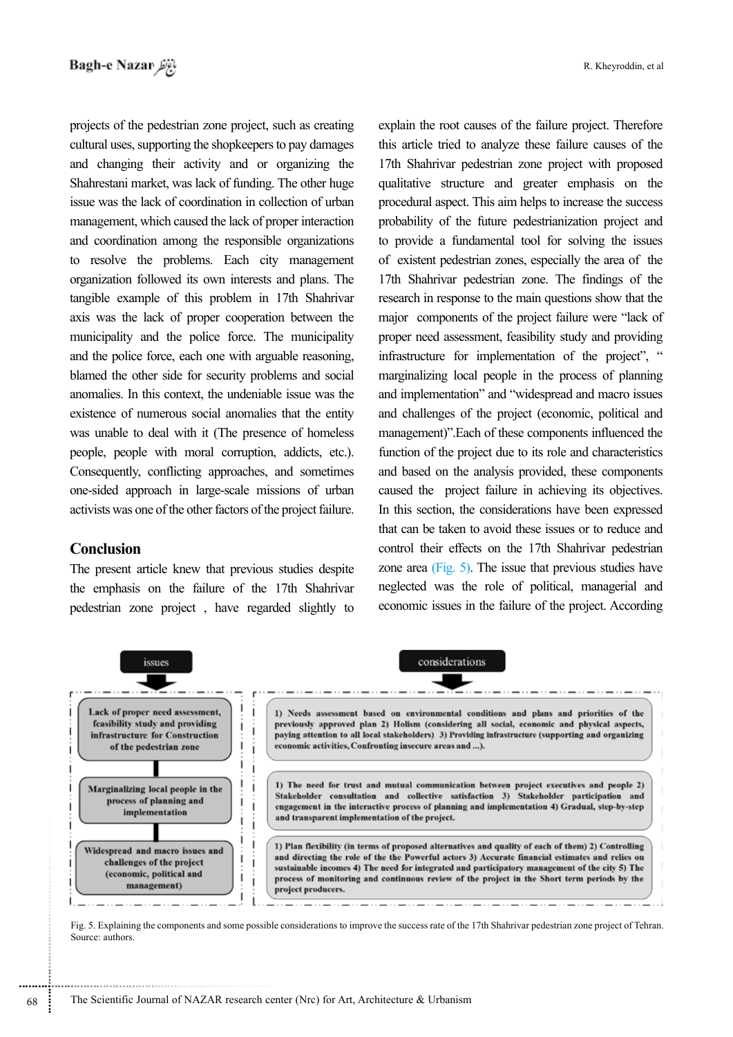projects of the pedestrian zone project, such as creating cultural uses, supporting the shopkeepers to pay damages and changing their activity and or organizing the Shahrestani market, was lack of funding. The other huge issue was the lack of coordination in collection of urban management, which caused the lack of proper interaction and coordination among the responsible organizations to resolve the problems. Each city management organization followed its own interests and plans. The tangible example of this problem in 17th Shahrivar axis was the lack of proper cooperation between the municipality and the police force. The municipality and the police force, each one with arguable reasoning, blamed the other side for security problems and social anomalies. In this context, the undeniable issue was the existence of numerous social anomalies that the entity was unable to deal with it (The presence of homeless people, people with moral corruption, addicts, etc.). Consequently, conflicting approaches, and sometimes one-sided approach in large-scale missions of urban activists was one of the other factors of the project failure.

## Conclusion

The present article knew that previous studies despite the emphasis on the failure of the 17th Shahrivar pedestrian zone project , have regarded slightly to explain the root causes of the failure project. Therefore this article tried to analyze these failure causes of the 17th Shahrivar pedestrian zone project with proposed qualitative structure and greater emphasis on the procedural aspect. This aim helps to increase the success probability of the future pedestrianization project and to provide a fundamental tool for solving the issues of existent pedestrian zones, especially the area of the 17th Shahrivar pedestrian zone. The findings of the research in response to the main questions show that the major components of the project failure were "lack of proper need assessment, feasibility study and providing infrastructure for implementation of the project", " marginalizing local people in the process of planning and implementation" and "widespread and macro issues and challenges of the project (economic, political and management)".Each of these components influenced the function of the project due to its role and characteristics and based on the analysis provided, these components caused the project failure in achieving its objectives. In this section, the considerations have been expressed that can be taken to avoid these issues or to reduce and control their effects on the 17th Shahrivar pedestrian zone area (Fig. 5). The issue that previous studies have neglected was the role of political, managerial and economic issues in the failure of the project. According

| issues | considerations |
|---|---|
| Lack of proper need assessment, feasibility study and providing infrastructure for Construction of the pedestrian zone | 1) Needs assessment based on environmental conditions and plans and priorities of the previously approved plan 2) Holism (considering all social, economic and physical aspects, paying attention to all local stakeholders) 3) Providing infrastructure (supporting and organizing economic activities, Confronting insecure areas and ...). |
| Marginalizing local people in the process of planning and implementation | 1) The need for trust and mutual communication between project executives and people 2) Stakeholder consultation and collective satisfaction 3) Stakeholder participation and engagement in the interactive process of planning and implementation 4) Gradual, step-by-step and transparent implementation of the project. |
| Widespread and macro issues and challenges of the project (economic, political and management) | 1) Plan flexibility (in terms of proposed alternatives and quality of each of them) 2) Controlling and directing the role of the the Powerful actors 3) Accurate financial estimates and relies on sustainable incomes 4) The need for integrated and participatory management of the city 5) The process of monitoring and continuous review of the project in the Short term periods by the project producers. |

Fig. 5. Explaining the components and some possible considerations to improve the success rate of the 17th Shahrivar pedestrian zone project of Tehran. Source: authors.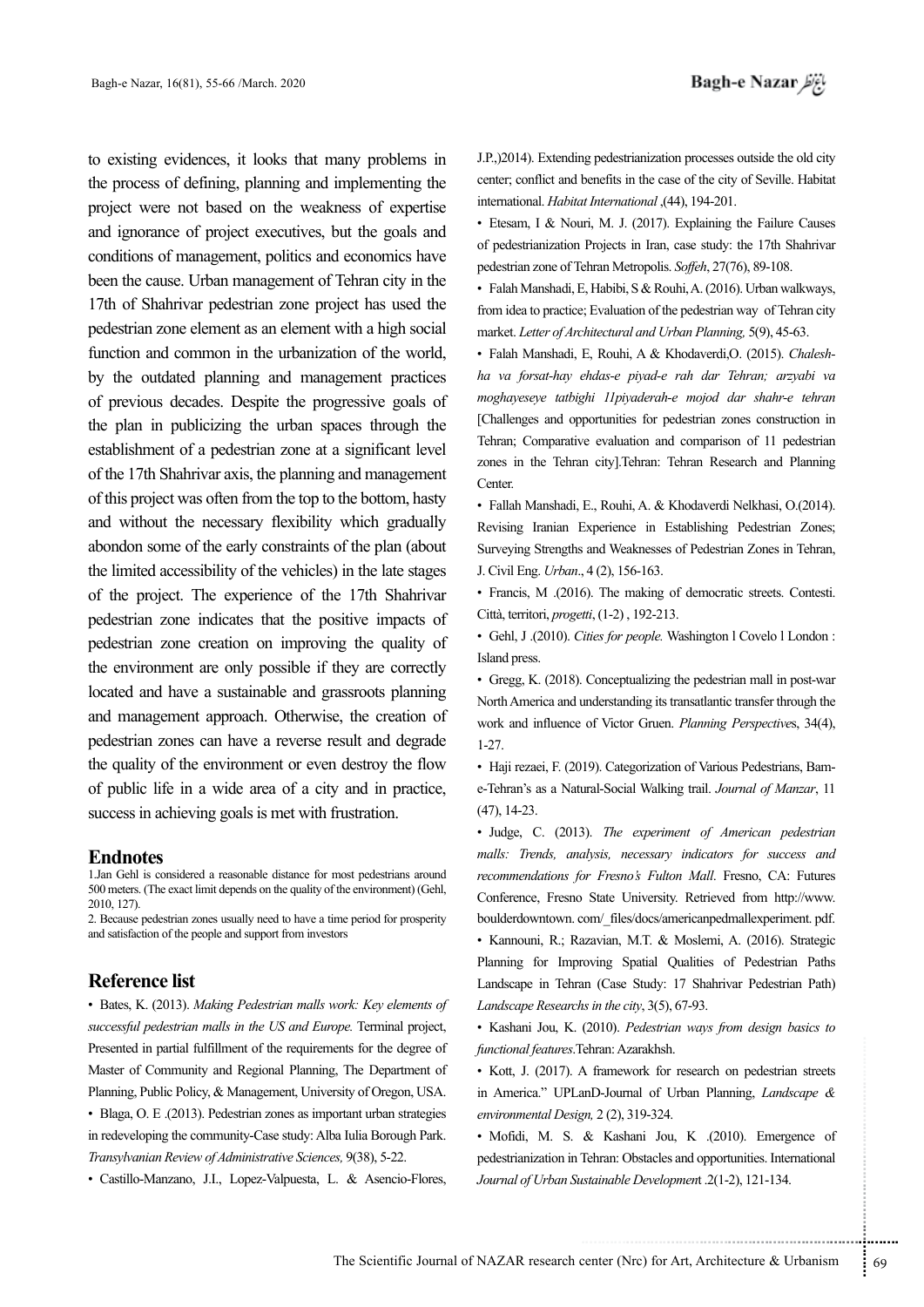to existing evidences, it looks that many problems in the process of defining, planning and implementing the project were not based on the weakness of expertise and ignorance of project executives, but the goals and conditions of management, politics and economics have been the cause. Urban management of Tehran city in the 17th of Shahrivar pedestrian zone project has used the pedestrian zone element as an element with a high social function and common in the urbanization of the world, by the outdated planning and management practices of previous decades. Despite the progressive goals of the plan in publicizing the urban spaces through the establishment of a pedestrian zone at a significant level of the 17th Shahrivar axis, the planning and management of this project was often from the top to the bottom, hasty and without the necessary flexibility which gradually abondon some of the early constraints of the plan (about the limited accessibility of the vehicles) in the late stages of the project. The experience of the 17th Shahrivar pedestrian zone indicates that the positive impacts of pedestrian zone creation on improving the quality of the environment are only possible if they are correctly located and have a sustainable and grassroots planning and management approach. Otherwise, the creation of pedestrian zones can have a reverse result and degrade the quality of the environment or even destroy the flow of public life in a wide area of a city and in practice, success in achieving goals is met with frustration.

## Endnotes

1.Jan Gehl is considered a reasonable distance for most pedestrians around 500 meters. (The exact limit depends on the quality of the environment) (Gehl, 2010, 127).

2. Because pedestrian zones usually need to have a time period for prosperity and satisfaction of the people and support from investors

## Reference list

- Bates, K. (2013). *Making Pedestrian malls work: Key elements of successful pedestrian malls in the US and Europe.* Terminal project, Presented in partial fulfillment of the requirements for the degree of Master of Community and Regional Planning, The Department of Planning, Public Policy, & Management, University of Oregon, USA.
- Blaga, O. E .(2013). Pedestrian zones as important urban strategies in redeveloping the community-Case study: Alba Iulia Borough Park. *Transylvanian Review of Administrative Sciences,* 9(38), 5-22.
- Castillo-Manzano, J.I., Lopez-Valpuesta, L. & Asencio-Flores, J.P.,)2014). Extending pedestrianization processes outside the old city center; conflict and benefits in the case of the city of Seville. Habitat international. *Habitat International* ,(44), 194-201.
- Etesam, I & Nouri, M. J. (2017). Explaining the Failure Causes of pedestrianization Projects in Iran, case study: the 17th Shahrivar pedestrian zone of Tehran Metropolis. *Soffeh*, 27(76), 89-108.
- Falah Manshadi, E, Habibi, S & Rouhi, A. (2016). Urban walkways, from idea to practice; Evaluation of the pedestrian way of Tehran city market. *Letter of Architectural and Urban Planning,* 5(9), 45-63.
- Falah Manshadi, E, Rouhi, A & Khodaverdi,O. (2015). *Chaleshha va forsat-hay ehdas-e piyad-e rah dar Tehran; arzyabi va moghayeseye tatbighi 11piyaderah-e mojod dar shahr-e tehran* [Challenges and opportunities for pedestrian zones construction in Tehran; Comparative evaluation and comparison of 11 pedestrian zones in the Tehran city].Tehran: Tehran Research and Planning Center.
- Fallah Manshadi, E., Rouhi, A. & Khodaverdi Nelkhasi, O.(2014). Revising Iranian Experience in Establishing Pedestrian Zones; Surveying Strengths and Weaknesses of Pedestrian Zones in Tehran, J. Civil Eng. *Urban*., 4 (2), 156-163.
- Francis, M .(2016). The making of democratic streets. Contesti. Città, territori, *progetti*, (1-2) , 192-213.
- Gehl, J .(2010). *Cities for people.* Washington l Covelo l London : Island press.
- Gregg, K. (2018). Conceptualizing the pedestrian mall in post-war North America and understanding its transatlantic transfer through the work and influence of Victor Gruen. *Planning Perspectives*, 34(4), 1-27.
- Haji rezaei, F. (2019). Categorization of Various Pedestrians, Bam-e-Tehran's as a Natural-Social Walking trail. *Journal of Manzar*, 11 (47), 14-23.
- Judge, C. (2013). *The experiment of American pedestrian malls: Trends, analysis, necessary indicators for success and recommendations for Fresno's Fulton Mall*. Fresno, CA: Futures Conference, Fresno State University. Retrieved from http://www.boulderdowntown. com/_files/docs/americanpedmallexperiment. pdf.
- Kannouni, R.; Razavian, M.T. & Moslemi, A. (2016). Strategic Planning for Improving Spatial Qualities of Pedestrian Paths Landscape in Tehran (Case Study: 17 Shahrivar Pedestrian Path) *Landscape Researchs in the city*, 3(5), 67-93.
- Kashani Jou, K. (2010). *Pedestrian ways from design basics to functional features*.Tehran: Azarakhsh.
- Kott, J. (2017). A framework for research on pedestrian streets in America." UPLanD-Journal of Urban Planning, *Landscape & environmental Design,* 2 (2), 319-324.
- Mofidi, M. S. & Kashani Jou, K .(2010). Emergence of pedestrianization in Tehran: Obstacles and opportunities. International *Journal of Urban Sustainable Developmen*t .2(1-2), 121-134.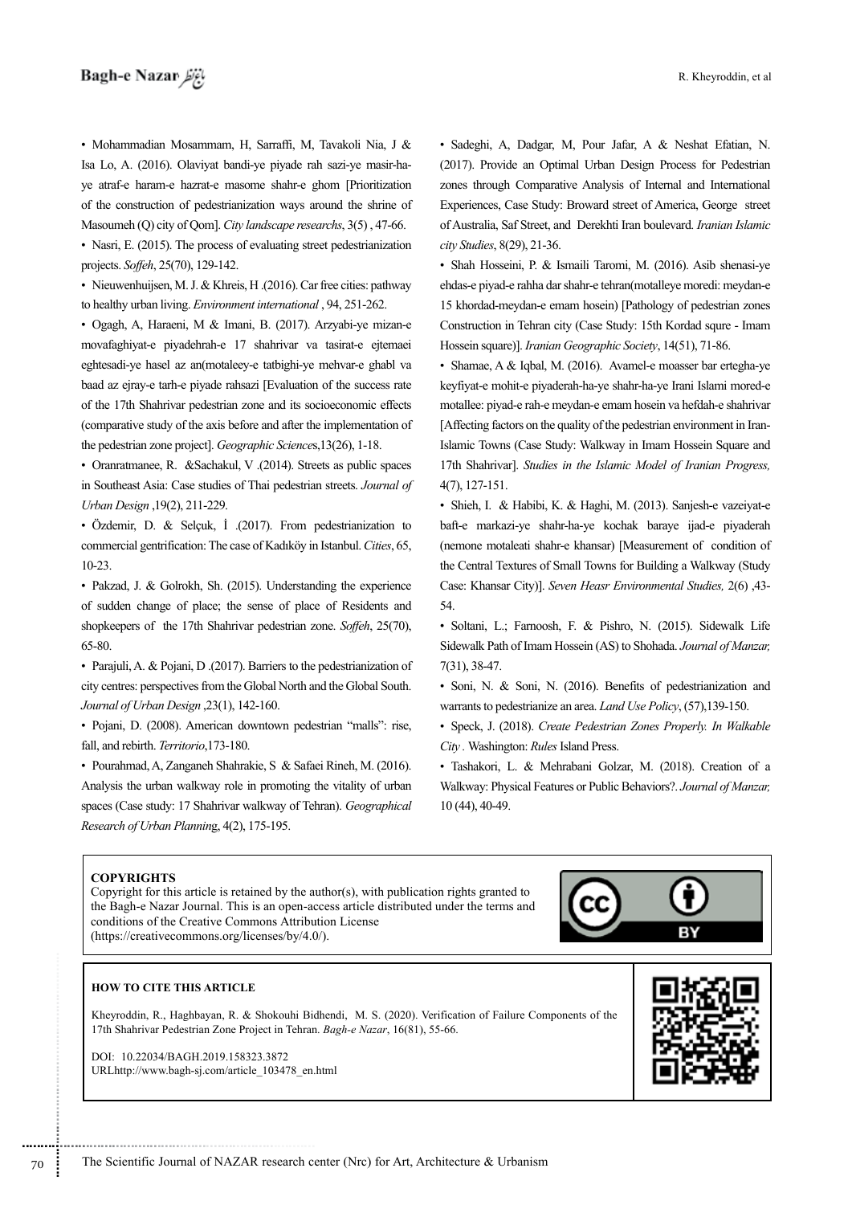• Mohammadian Mosammam, H, Sarraffi, M, Tavakoli Nia, J & Isa Lo, A. (2016). Olaviyat bandi-ye piyade rah sazi-ye masir-ha-ye atraf-e haram-e hazrat-e masome shahr-e ghom [Prioritization of the construction of pedestrianization ways around the shrine of Masoumeh (Q) city of Qom]. *City landscape researchs*, 3(5) , 47-66.

• Nasri, E. (2015). The process of evaluating street pedestrianization projects. *Soffeh*, 25(70), 129-142.

• Nieuwenhuijsen, M. J. & Khreis, H .(2016). Car free cities: pathway to healthy urban living. *Environment international* , 94, 251-262.

• Ogagh, A, Haraeni, M & Imani, B. (2017). Arzyabi-ye mizan-e movafaghiyat-e piyadehrah-e 17 shahrivar va tasirat-e ejtemaei eghtesadi-ye hasel az an(motaleey-e tatbighi-ye mehvar-e ghabl va baad az ejray-e tarh-e piyade rahsazi [Evaluation of the success rate of the 17th Shahrivar pedestrian zone and its socioeconomic effects (comparative study of the axis before and after the implementation of the pedestrian zone project]. *Geographic Sciences*,13(26), 1-18.

• Oranratmanee, R. &Sachakul, V .(2014). Streets as public spaces in Southeast Asia: Case studies of Thai pedestrian streets. *Journal of Urban Design* ,19(2), 211-229.

• Özdemir, D. & Selçuk, İ .(2017). From pedestrianization to commercial gentrification: The case of Kadıköy in Istanbul. *Cities*, 65, 10-23.

• Pakzad, J. & Golrokh, Sh. (2015). Understanding the experience of sudden change of place; the sense of place of Residents and shopkeepers of the 17th Shahrivar pedestrian zone. *Soffeh*, 25(70), 65-80.

• Parajuli, A. & Pojani, D .(2017). Barriers to the pedestrianization of city centres: perspectives from the Global North and the Global South. *Journal of Urban Design* ,23(1), 142-160.

• Pojani, D. (2008). American downtown pedestrian "malls": rise, fall, and rebirth. *Territorio*,173-180.

• Pourahmad, A, Zanganeh Shahrakie, S & Safaei Rineh, M. (2016). Analysis the urban walkway role in promoting the vitality of urban spaces (Case study: 17 Shahrivar walkway of Tehran). *Geographical Research of Urban Planning*, 4(2), 175-195.

• Sadeghi, A, Dadgar, M, Pour Jafar, A & Neshat Efatian, N. (2017). Provide an Optimal Urban Design Process for Pedestrian zones through Comparative Analysis of Internal and International Experiences, Case Study: Broward street of America, George street of Australia, Saf Street, and Derekhti Iran boulevard. *Iranian Islamic city Studies*, 8(29), 21-36.

• Shah Hosseini, P. & Ismaili Taromi, M. (2016). Asib shenasi-ye ehdas-e piyad-e rahha dar shahr-e tehran(motalleye moredi: meydan-e 15 khordad-meydan-e emam hosein) [Pathology of pedestrian zones Construction in Tehran city (Case Study: 15th Kordad squre - Imam Hossein square)]. *Iranian Geographic Society*, 14(51), 71-86.

• Shamae, A & Iqbal, M. (2016). Avamel-e moasser bar ertegha-ye keyfiyat-e mohit-e piyaderah-ha-ye shahr-ha-ye Irani Islami mored-e motallee: piyad-e rah-e meydan-e emam hosein va hefdah-e shahrivar [Affecting factors on the quality of the pedestrian environment in Iran-Islamic Towns (Case Study: Walkway in Imam Hossein Square and 17th Shahrivar]. *Studies in the Islamic Model of Iranian Progress,* 4(7), 127-151.

• Shieh, I. & Habibi, K. & Haghi, M. (2013). Sanjesh-e vazeiyat-e baft-e markazi-ye shahr-ha-ye kochak baraye ijad-e piyaderah (nemone motaleati shahr-e khansar) [Measurement of condition of the Central Textures of Small Towns for Building a Walkway (Study Case: Khansar City)]. *Seven Heasr Environmental Studies,* 2(6) ,43-54.

• Soltani, L.; Farnoosh, F. & Pishro, N. (2015). Sidewalk Life Sidewalk Path of Imam Hossein (AS) to Shohada. *Journal of Manzar,* 7(31), 38-47.

• Soni, N. & Soni, N. (2016). Benefits of pedestrianization and warrants to pedestrianize an area. *Land Use Policy*, (57),139-150.

• Speck, J. (2018). *Create Pedestrian Zones Properly. In Walkable City* . Washington: *Rules* Island Press.

• Tashakori, L. & Mehrabani Golzar, M. (2018). Creation of a Walkway: Physical Features or Public Behaviors?. *Journal of Manzar,* 10 (44), 40-49.

**COPYRIGHTS**

Copyright for this article is retained by the author(s), with publication rights granted to the Bagh-e Nazar Journal. This is an open-access article distributed under the terms and conditions of the Creative Commons Attribution License (https://creativecommons.org/licenses/by/4.0/).

**HOW TO CITE THIS ARTICLE**

Kheyroddin, R., Haghbayan, R. & Shokouhi Bidhendi, M. S. (2020). Verification of Failure Components of the 17th Shahrivar Pedestrian Zone Project in Tehran. *Bagh-e Nazar*, 16(81), 55-66.

DOI: 10.22034/BAGH.2019.158323.3872
URLhttp://www.bagh-sj.com/article_103478_en.html